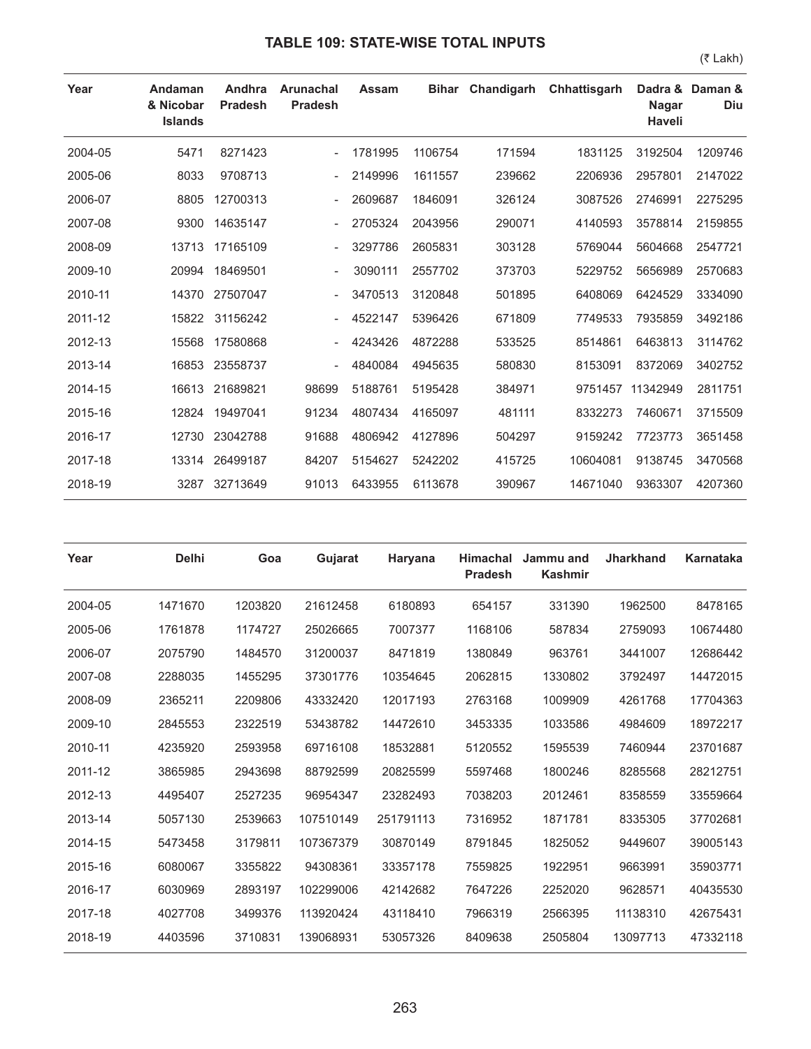# TABLE 109: STATE-WISE TOTAL INPUTS

(₹ Lakh)

| Year | Andaman & Nicobar Islands | Andhra Pradesh | Arunachal Pradesh | Assam | Bihar | Chandigarh | Chhattisgarh | Dadra & Nagar Haveli | Daman & Diu |
|---|---|---|---|---|---|---|---|---|---|
| 2004-05 | 5471 | 8271423 | - | 1781995 | 1106754 | 171594 | 1831125 | 3192504 | 1209746 |
| 2005-06 | 8033 | 9708713 | - | 2149996 | 1611557 | 239662 | 2206936 | 2957801 | 2147022 |
| 2006-07 | 8805 | 12700313 | - | 2609687 | 1846091 | 326124 | 3087526 | 2746991 | 2275295 |
| 2007-08 | 9300 | 14635147 | - | 2705324 | 2043956 | 290071 | 4140593 | 3578814 | 2159855 |
| 2008-09 | 13713 | 17165109 | - | 3297786 | 2605831 | 303128 | 5769044 | 5604668 | 2547721 |
| 2009-10 | 20994 | 18469501 | - | 3090111 | 2557702 | 373703 | 5229752 | 5656989 | 2570683 |
| 2010-11 | 14370 | 27507047 | - | 3470513 | 3120848 | 501895 | 6408069 | 6424529 | 3334090 |
| 2011-12 | 15822 | 31156242 | - | 4522147 | 5396426 | 671809 | 7749533 | 7935859 | 3492186 |
| 2012-13 | 15568 | 17580868 | - | 4243426 | 4872288 | 533525 | 8514861 | 6463813 | 3114762 |
| 2013-14 | 16853 | 23558737 | - | 4840084 | 4945635 | 580830 | 8153091 | 8372069 | 3402752 |
| 2014-15 | 16613 | 21689821 | 98699 | 5188761 | 5195428 | 384971 | 9751457 | 11342949 | 2811751 |
| 2015-16 | 12824 | 19497041 | 91234 | 4807434 | 4165097 | 481111 | 8332273 | 7460671 | 3715509 |
| 2016-17 | 12730 | 23042788 | 91688 | 4806942 | 4127896 | 504297 | 9159242 | 7723773 | 3651458 |
| 2017-18 | 13314 | 26499187 | 84207 | 5154627 | 5242202 | 415725 | 10604081 | 9138745 | 3470568 |
| 2018-19 | 3287 | 32713649 | 91013 | 6433955 | 6113678 | 390967 | 14671040 | 9363307 | 4207360 |

| Year | Delhi | Goa | Gujarat | Haryana | Himachal Pradesh | Jammu and Kashmir | Jharkhand | Karnataka |
|---|---|---|---|---|---|---|---|---|
| 2004-05 | 1471670 | 1203820 | 21612458 | 6180893 | 654157 | 331390 | 1962500 | 8478165 |
| 2005-06 | 1761878 | 1174727 | 25026665 | 7007377 | 1168106 | 587834 | 2759093 | 10674480 |
| 2006-07 | 2075790 | 1484570 | 31200037 | 8471819 | 1380849 | 963761 | 3441007 | 12686442 |
| 2007-08 | 2288035 | 1455295 | 37301776 | 10354645 | 2062815 | 1330802 | 3792497 | 14472015 |
| 2008-09 | 2365211 | 2209806 | 43332420 | 12017193 | 2763168 | 1009909 | 4261768 | 17704363 |
| 2009-10 | 2845553 | 2322519 | 53438782 | 14472610 | 3453335 | 1033586 | 4984609 | 18972217 |
| 2010-11 | 4235920 | 2593958 | 69716108 | 18532881 | 5120552 | 1595539 | 7460944 | 23701687 |
| 2011-12 | 3865985 | 2943698 | 88792599 | 20825599 | 5597468 | 1800246 | 8285568 | 28212751 |
| 2012-13 | 4495407 | 2527235 | 96954347 | 23282493 | 7038203 | 2012461 | 8358559 | 33559664 |
| 2013-14 | 5057130 | 2539663 | 107510149 | 251791113 | 7316952 | 1871781 | 8335305 | 37702681 |
| 2014-15 | 5473458 | 3179811 | 107367379 | 30870149 | 8791845 | 1825052 | 9449607 | 39005143 |
| 2015-16 | 6080067 | 3355822 | 94308361 | 33357178 | 7559825 | 1922951 | 9663991 | 35903771 |
| 2016-17 | 6030969 | 2893197 | 102299006 | 42142682 | 7647226 | 2252020 | 9628571 | 40435530 |
| 2017-18 | 4027708 | 3499376 | 113920424 | 43118410 | 7966319 | 2566395 | 11138310 | 42675431 |
| 2018-19 | 4403596 | 3710831 | 139068931 | 53057326 | 8409638 | 2505804 | 13097713 | 47332118 |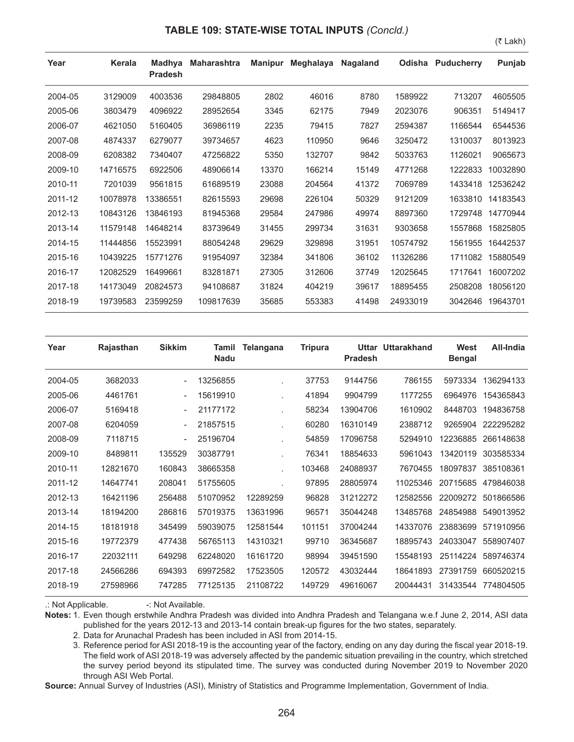## TABLE 109: STATE-WISE TOTAL INPUTS *(Concld.)*

(₹ Lakh)

| Year | Kerala | Madhya Pradesh | Maharashtra | Manipur | Meghalaya | Nagaland | Odisha | Puducherry | Punjab |
|---|---|---|---|---|---|---|---|---|---|
| 2004-05 | 3129009 | 4003536 | 29848805 | 2802 | 46016 | 8780 | 1589922 | 713207 | 4605505 |
| 2005-06 | 3803479 | 4096922 | 28952654 | 3345 | 62175 | 7949 | 2023076 | 906351 | 5149417 |
| 2006-07 | 4621050 | 5160405 | 36986119 | 2235 | 79415 | 7827 | 2594387 | 1166544 | 6544536 |
| 2007-08 | 4874337 | 6279077 | 39734657 | 4623 | 110950 | 9646 | 3250472 | 1310037 | 8013923 |
| 2008-09 | 6208382 | 7340407 | 47256822 | 5350 | 132707 | 9842 | 5033763 | 1126021 | 9065673 |
| 2009-10 | 14716575 | 6922506 | 48906614 | 13370 | 166214 | 15149 | 4771268 | 1222833 | 10032890 |
| 2010-11 | 7201039 | 9561815 | 61689519 | 23088 | 204564 | 41372 | 7069789 | 1433418 | 12536242 |
| 2011-12 | 10078978 | 13386551 | 82615593 | 29698 | 226104 | 50329 | 9121209 | 1633810 | 14183543 |
| 2012-13 | 10843126 | 13846193 | 81945368 | 29584 | 247986 | 49974 | 8897360 | 1729748 | 14770944 |
| 2013-14 | 11579148 | 14648214 | 83739649 | 31455 | 299734 | 31631 | 9303658 | 1557868 | 15825805 |
| 2014-15 | 11444856 | 15523991 | 88054248 | 29629 | 329898 | 31951 | 10574792 | 1561955 | 16442537 |
| 2015-16 | 10439225 | 15771276 | 91954097 | 32384 | 341806 | 36102 | 11326286 | 1711082 | 15880549 |
| 2016-17 | 12082529 | 16499661 | 83281871 | 27305 | 312606 | 37749 | 12025645 | 1717641 | 16007202 |
| 2017-18 | 14173049 | 20824573 | 94108687 | 31824 | 404219 | 39617 | 18895455 | 2508208 | 18056120 |
| 2018-19 | 19739583 | 23599259 | 109817639 | 35685 | 553383 | 41498 | 24933019 | 3042646 | 19643701 |

| Year | Rajasthan | Sikkim | Tamil Nadu | Telangana | Tripura | Uttar Pradesh | Uttarakhand | West Bengal | All-India |
|---|---|---|---|---|---|---|---|---|---|
| 2004-05 | 3682033 | - | 13256855 | . | 37753 | 9144756 | 786155 | 5973334 | 136294133 |
| 2005-06 | 4461761 | - | 15619910 | . | 41894 | 9904799 | 1177255 | 6964976 | 154365843 |
| 2006-07 | 5169418 | - | 21177172 | . | 58234 | 13904706 | 1610902 | 8448703 | 194836758 |
| 2007-08 | 6204059 | - | 21857515 | . | 60280 | 16310149 | 2388712 | 9265904 | 222295282 |
| 2008-09 | 7118715 | - | 25196704 | . | 54859 | 17096758 | 5294910 | 12236885 | 266148638 |
| 2009-10 | 8489811 | 135529 | 30387791 | . | 76341 | 18854633 | 5961043 | 13420119 | 303585334 |
| 2010-11 | 12821670 | 160843 | 38665358 | . | 103468 | 24088937 | 7670455 | 18097837 | 385108361 |
| 2011-12 | 14647741 | 208041 | 51755605 | . | 97895 | 28805974 | 11025346 | 20715685 | 479846038 |
| 2012-13 | 16421196 | 256488 | 51070952 | 12289259 | 96828 | 31212272 | 12582556 | 22009272 | 501866586 |
| 2013-14 | 18194200 | 286816 | 57019375 | 13631996 | 96571 | 35044248 | 13485768 | 24854988 | 549013952 |
| 2014-15 | 18181918 | 345499 | 59039075 | 12581544 | 101151 | 37004244 | 14337076 | 23883699 | 571910956 |
| 2015-16 | 19772379 | 477438 | 56765113 | 14310321 | 99710 | 36345687 | 18895743 | 24033047 | 558907407 |
| 2016-17 | 22032111 | 649298 | 62248020 | 16161720 | 98994 | 39451590 | 15548193 | 25114224 | 589746374 |
| 2017-18 | 24566286 | 694393 | 69972582 | 17523505 | 120572 | 43032444 | 18641893 | 27391759 | 660520215 |
| 2018-19 | 27598966 | 747285 | 77125135 | 21108722 | 149729 | 49616067 | 20044431 | 31433544 | 774804505 |

.: Not Applicable. -: Not Available.

**Notes:** 1. Even though erstwhile Andhra Pradesh was divided into Andhra Pradesh and Telangana w.e.f June 2, 2014, ASI data published for the years 2012-13 and 2013-14 contain break-up figures for the two states, separately.

2. Data for Arunachal Pradesh has been included in ASI from 2014-15.

3. Reference period for ASI 2018-19 is the accounting year of the factory, ending on any day during the fiscal year 2018-19. The field work of ASI 2018-19 was adversely affected by the pandemic situation prevailing in the country, which stretched the survey period beyond its stipulated time. The survey was conducted during November 2019 to November 2020 through ASI Web Portal.

**Source:** Annual Survey of Industries (ASI), Ministry of Statistics and Programme Implementation, Government of India.